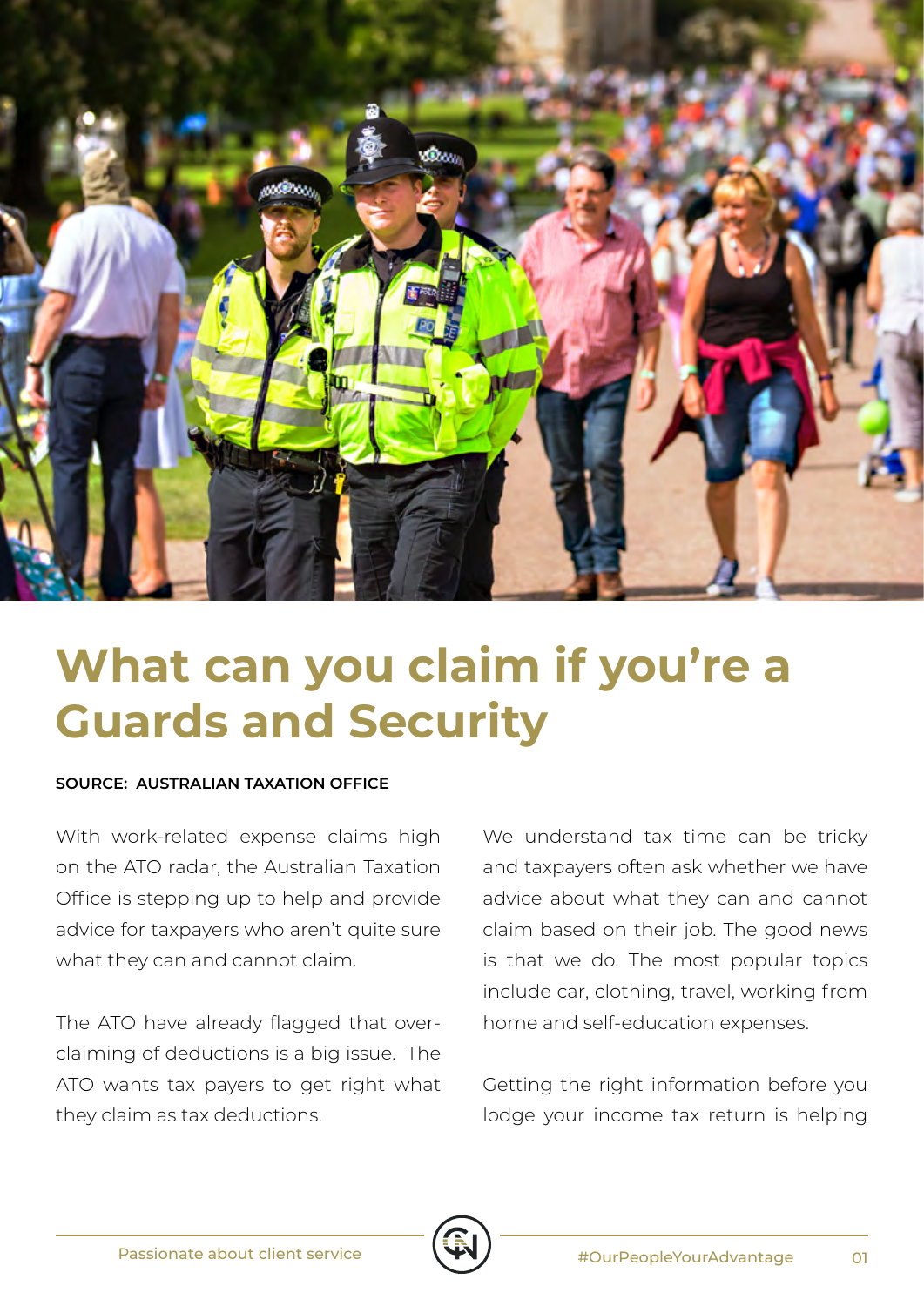# What can you claim if you're a Guards and Security

**SOURCE: AUSTRALIAN TAXATION OFFICE**

With work-related expense claims high on the ATO radar, the Australian Taxation Office is stepping up to help and provide advice for taxpayers who aren't quite sure what they can and cannot claim.

The ATO have already flagged that over-claiming of deductions is a big issue. The ATO wants tax payers to get right what they claim as tax deductions.

We understand tax time can be tricky and taxpayers often ask whether we have advice about what they can and cannot claim based on their job. The good news is that we do. The most popular topics include car, clothing, travel, working from home and self-education expenses.

Getting the right information before you lodge your income tax return is helping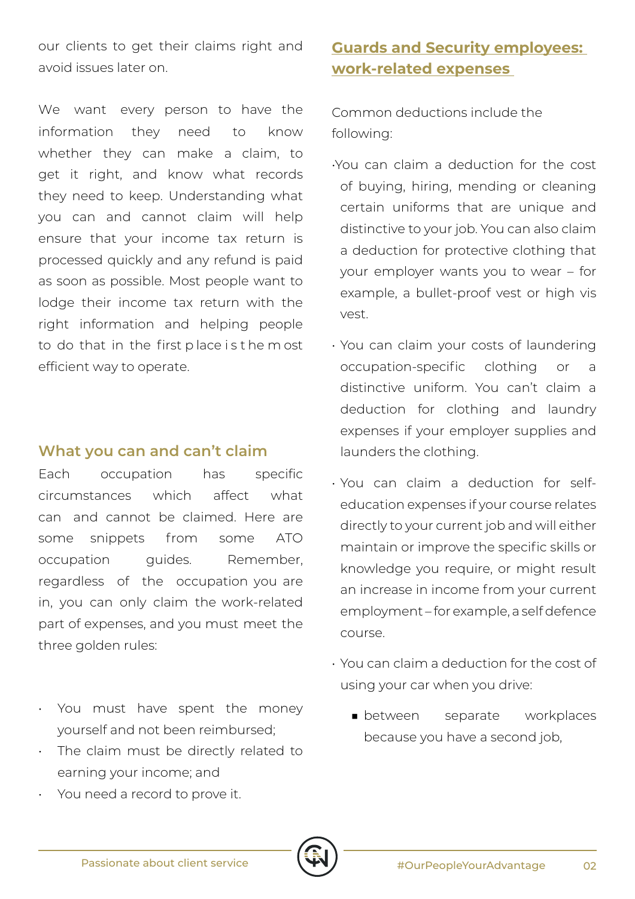our clients to get their claims right and avoid issues later on.

We want every person to have the information they need to know whether they can make a claim, to get it right, and know what records they need to keep. Understanding what you can and cannot claim will help ensure that your income tax return is processed quickly and any refund is paid as soon as possible. Most people want to lodge their income tax return with the right information and helping people to do that in the first place is the most efficient way to operate.

## What you can and can't claim

Each occupation has specific circumstances which affect what can and cannot be claimed. Here are some snippets from some ATO occupation guides. Remember, regardless of the occupation you are in, you can only claim the work-related part of expenses, and you must meet the three golden rules:

- You must have spent the money yourself and not been reimbursed;
- The claim must be directly related to earning your income; and
- You need a record to prove it.

## Guards and Security employees: work-related expenses

Common deductions include the following:

- You can claim a deduction for the cost of buying, hiring, mending or cleaning certain uniforms that are unique and distinctive to your job. You can also claim a deduction for protective clothing that your employer wants you to wear – for example, a bullet-proof vest or high vis vest.
- You can claim your costs of laundering occupation-specific clothing or a distinctive uniform. You can't claim a deduction for clothing and laundry expenses if your employer supplies and launders the clothing.
- You can claim a deduction for self-education expenses if your course relates directly to your current job and will either maintain or improve the specific skills or knowledge you require, or might result an increase in income from your current employment – for example, a self defence course.
- You can claim a deduction for the cost of using your car when you drive:
  - between separate workplaces because you have a second job,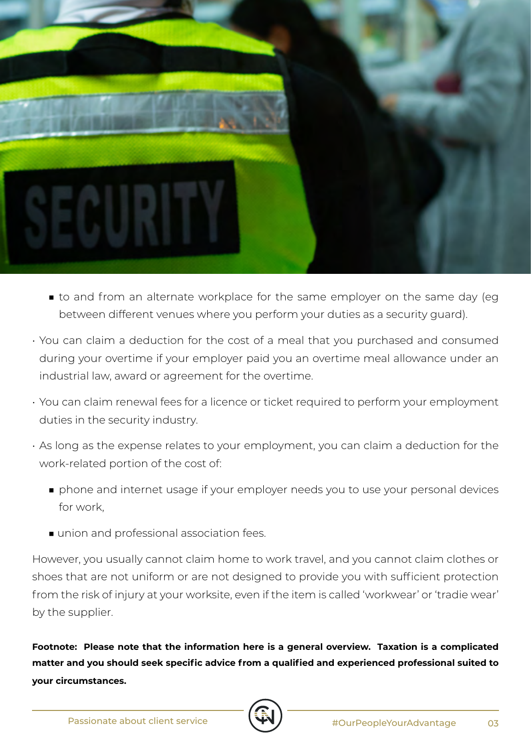- to and from an alternate workplace for the same employer on the same day (eg between different venues where you perform your duties as a security guard).

- You can claim a deduction for the cost of a meal that you purchased and consumed during your overtime if your employer paid you an overtime meal allowance under an industrial law, award or agreement for the overtime.
- You can claim renewal fees for a licence or ticket required to perform your employment duties in the security industry.
- As long as the expense relates to your employment, you can claim a deduction for the work-related portion of the cost of:
   - phone and internet usage if your employer needs you to use your personal devices for work,
   - union and professional association fees.

However, you usually cannot claim home to work travel, and you cannot claim clothes or shoes that are not uniform or are not designed to provide you with sufficient protection from the risk of injury at your worksite, even if the item is called 'workwear' or 'tradie wear' by the supplier.

**Footnote: Please note that the information here is a general overview. Taxation is a complicated matter and you should seek specific advice from a qualified and experienced professional suited to your circumstances.**